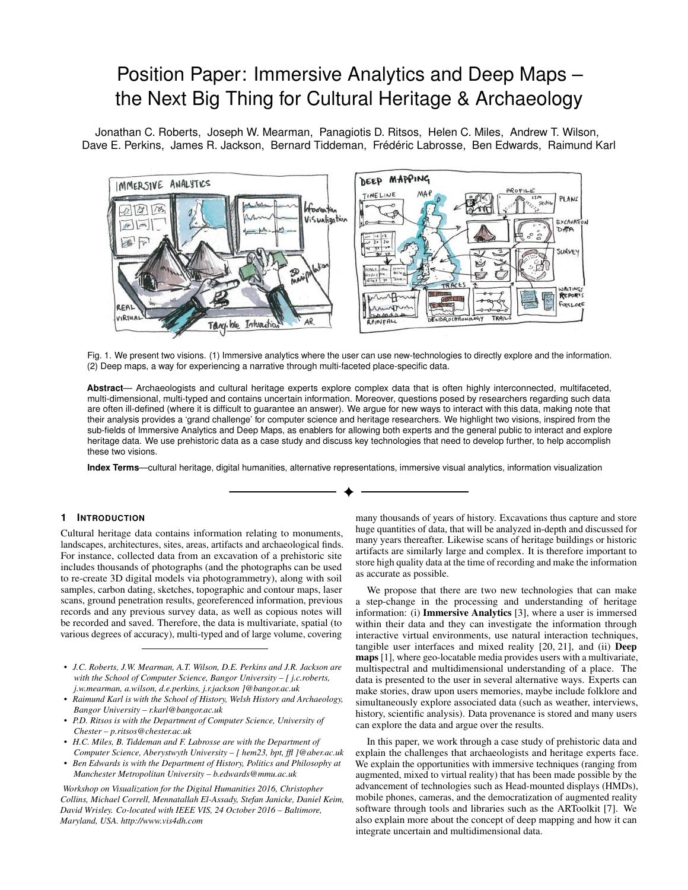# Position Paper: Immersive Analytics and Deep Maps – the Next Big Thing for Cultural Heritage & Archaeology

Jonathan C. Roberts, Joseph W. Mearman, Panagiotis D. Ritsos, Helen C. Miles, Andrew T. Wilson, Dave E. Perkins, James R. Jackson, Bernard Tiddeman, Frédéric Labrosse, Ben Edwards, Raimund Karl

Fig. 1. We present two visions. (1) Immersive analytics where the user can use new-technologies to directly explore and the information. (2) Deep maps, a way for experiencing a narrative through multi-faceted place-specific data.

**Abstract**— Archaeologists and cultural heritage experts explore complex data that is often highly interconnected, multifaceted, multi-dimensional, multi-typed and contains uncertain information. Moreover, questions posed by researchers regarding such data are often ill-defined (where it is difficult to guarantee an answer). We argue for new ways to interact with this data, making note that their analysis provides a 'grand challenge' for computer science and heritage researchers. We highlight two visions, inspired from the sub-fields of Immersive Analytics and Deep Maps, as enablers for allowing both experts and the general public to interact and explore heritage data. We use prehistoric data as a case study and discuss key technologies that need to develop further, to help accomplish these two visions.

**Index Terms**—cultural heritage, digital humanities, alternative representations, immersive visual analytics, information visualization

## 1 Introduction

Cultural heritage data contains information relating to monuments, landscapes, architectures, sites, areas, artifacts and archaeological finds. For instance, collected data from an excavation of a prehistoric site includes thousands of photographs (and the photographs can be used to re-create 3D digital models via photogrammetry), along with soil samples, carbon dating, sketches, topographic and contour maps, laser scans, ground penetration results, georeferenced information, previous records and any previous survey data, as well as copious notes will be recorded and saved. Therefore, the data is multivariate, spatial (to various degrees of accuracy), multi-typed and of large volume, covering many thousands of years of history. Excavations thus capture and store huge quantities of data, that will be analyzed in-depth and discussed for many years thereafter. Likewise scans of heritage buildings or historic artifacts are similarly large and complex. It is therefore important to store high quality data at the time of recording and make the information as accurate as possible.

We propose that there are two new technologies that can make a step-change in the processing and understanding of heritage information: (i) **Immersive Analytics** [3], where a user is immersed within their data and they can investigate the information through interactive virtual environments, use natural interaction techniques, tangible user interfaces and mixed reality [20, 21], and (ii) **Deep maps** [1], where geo-locatable media provides users with a multivariate, multispectral and multidimensional understanding of a place. The data is presented to the user in several alternative ways. Experts can make stories, draw upon users memories, maybe include folklore and simultaneously explore associated data (such as weather, interviews, history, scientific analysis). Data provenance is stored and many users can explore the data and argue over the results.

In this paper, we work through a case study of prehistoric data and explain the challenges that archaeologists and heritage experts face. We explain the opportunities with immersive techniques (ranging from augmented, mixed to virtual reality) that has been made possible by the advancement of technologies such as Head-mounted displays (HMDs), mobile phones, cameras, and the democratization of augmented reality software through tools and libraries such as the ARToolkit [7]. We also explain more about the concept of deep mapping and how it can integrate uncertain and multidimensional data.

---

- *J.C. Roberts, J.W. Mearman, A.T. Wilson, D.E. Perkins and J.R. Jackson are with the School of Computer Science, Bangor University – [ j.c.roberts, j.w.mearman, a.wilson, d.e.perkins, j.r.jackson ]@bangor.ac.uk*
- *Raimund Karl is with the School of History, Welsh History and Archaeology, Bangor University – r.karl@bangor.ac.uk*
- *P.D. Ritsos is with the Department of Computer Science, University of Chester – p.ritsos@chester.ac.uk*
- *H.C. Miles, B. Tiddeman and F. Labrosse are with the Department of Computer Science, Aberystwyth University – [ hem23, bpt, ffl ]@aber.ac.uk*
- *Ben Edwards is with the Department of History, Politics and Philosophy at Manchester Metropolitan University – b.edwards@mmu.ac.uk*

*Workshop on Visualization for the Digital Humanities 2016, Christopher Collins, Michael Correll, Mennatallah El-Assady, Stefan Janicke, Daniel Keim, David Wrisley. Co-located with IEEE VIS, 24 October 2016 – Baltimore, Maryland, USA. http://www.vis4dh.com*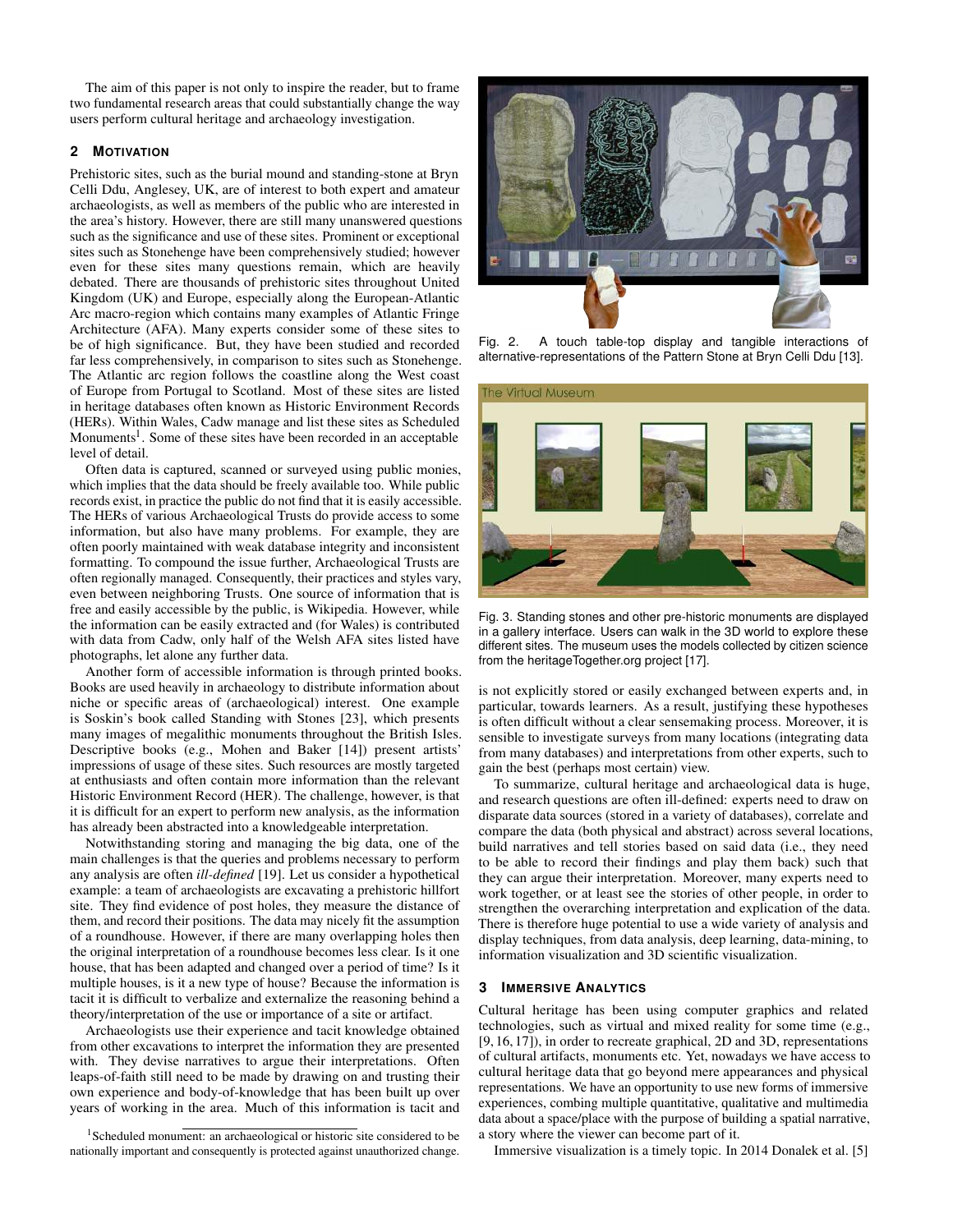The aim of this paper is not only to inspire the reader, but to frame two fundamental research areas that could substantially change the way users perform cultural heritage and archaeology investigation.

## 2 Motivation

Prehistoric sites, such as the burial mound and standing-stone at Bryn Celli Ddu, Anglesey, UK, are of interest to both expert and amateur archaeologists, as well as members of the public who are interested in the area's history. However, there are still many unanswered questions such as the significance and use of these sites. Prominent or exceptional sites such as Stonehenge have been comprehensively studied; however even for these sites many questions remain, which are heavily debated. There are thousands of prehistoric sites throughout United Kingdom (UK) and Europe, especially along the European-Atlantic Arc macro-region which contains many examples of Atlantic Fringe Architecture (AFA). Many experts consider some of these sites to be of high significance. But, they have been studied and recorded far less comprehensively, in comparison to sites such as Stonehenge. The Atlantic arc region follows the coastline along the West coast of Europe from Portugal to Scotland. Most of these sites are listed in heritage databases often known as Historic Environment Records (HERs). Within Wales, Cadw manage and list these sites as Scheduled Monuments[1]. Some of these sites have been recorded in an acceptable level of detail.

Often data is captured, scanned or surveyed using public monies, which implies that the data should be freely available too. While public records exist, in practice the public do not find that it is easily accessible. The HERs of various Archaeological Trusts do provide access to some information, but also have many problems. For example, they are often poorly maintained with weak database integrity and inconsistent formatting. To compound the issue further, Archaeological Trusts are often regionally managed. Consequently, their practices and styles vary, even between neighboring Trusts. One source of information that is free and easily accessible by the public, is Wikipedia. However, while the information can be easily extracted and (for Wales) is contributed with data from Cadw, only half of the Welsh AFA sites listed have photographs, let alone any further data.

Another form of accessible information is through printed books. Books are used heavily in archaeology to distribute information about niche or specific areas of (archaeological) interest. One example is Soskin's book called Standing with Stones [23], which presents many images of megalithic monuments throughout the British Isles. Descriptive books (e.g., Mohen and Baker [14]) present artists' impressions of usage of these sites. Such resources are mostly targeted at enthusiasts and often contain more information than the relevant Historic Environment Record (HER). The challenge, however, is that it is difficult for an expert to perform new analysis, as the information has already been abstracted into a knowledgeable interpretation.

Notwithstanding storing and managing the big data, one of the main challenges is that the queries and problems necessary to perform any analysis are often *ill-defined* [19]. Let us consider a hypothetical example: a team of archaeologists are excavating a prehistoric hillfort site. They find evidence of post holes, they measure the distance of them, and record their positions. The data may nicely fit the assumption of a roundhouse. However, if there are many overlapping holes then the original interpretation of a roundhouse becomes less clear. Is it one house, that has been adapted and changed over a period of time? Is it multiple houses, is it a new type of house? Because the information is tacit it is difficult to verbalize and externalize the reasoning behind a theory/interpretation of the use or importance of a site or artifact.

Archaeologists use their experience and tacit knowledge obtained from other excavations to interpret the information they are presented with. They devise narratives to argue their interpretations. Often leaps-of-faith still need to be made by drawing on and trusting their own experience and body-of-knowledge that has been built up over years of working in the area. Much of this information is tacit and is not explicitly stored or easily exchanged between experts and, in particular, towards learners. As a result, justifying these hypotheses is often difficult without a clear sensemaking process. Moreover, it is sensible to investigate surveys from many locations (integrating data from many databases) and interpretations from other experts, such to gain the best (perhaps most certain) view.

[1] Scheduled monument: an archaeological or historic site considered to be nationally important and consequently is protected against unauthorized change.

Fig. 2. A touch table-top display and tangible interactions of alternative-representations of the Pattern Stone at Bryn Celli Ddu [13].

Fig. 3. Standing stones and other pre-historic monuments are displayed in a gallery interface. Users can walk in the 3D world to explore these different sites. The museum uses the models collected by citizen science from the heritageTogether.org project [17].

To summarize, cultural heritage and archaeological data is huge, and research questions are often ill-defined: experts need to draw on disparate data sources (stored in a variety of databases), correlate and compare the data (both physical and abstract) across several locations, build narratives and tell stories based on said data (i.e., they need to be able to record their findings and play them back) such that they can argue their interpretation. Moreover, many experts need to work together, or at least see the stories of other people, in order to strengthen the overarching interpretation and explication of the data. There is therefore huge potential to use a wide variety of analysis and display techniques, from data analysis, deep learning, data-mining, to information visualization and 3D scientific visualization.

## 3 Immersive Analytics

Cultural heritage has been using computer graphics and related technologies, such as virtual and mixed reality for some time (e.g., [9, 16, 17]), in order to recreate graphical, 2D and 3D, representations of cultural artifacts, monuments etc. Yet, nowadays we have access to cultural heritage data that go beyond mere appearances and physical representations. We have an opportunity to use new forms of immersive experiences, combing multiple quantitative, qualitative and multimedia data about a space/place with the purpose of building a spatial narrative, a story where the viewer can become part of it.

Immersive visualization is a timely topic. In 2014 Donalek et al. [5]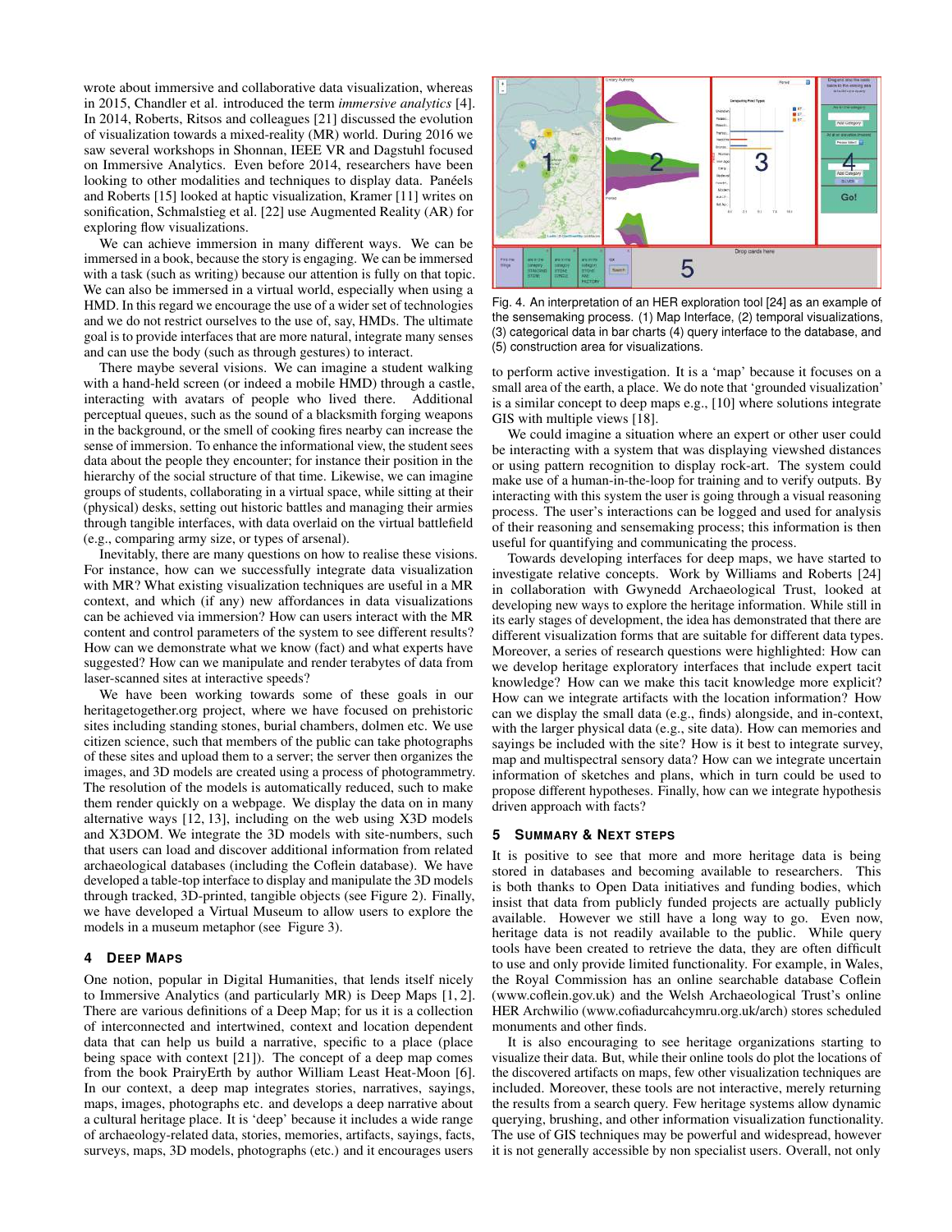wrote about immersive and collaborative data visualization, whereas in 2015, Chandler et al. introduced the term *immersive analytics* [4]. In 2014, Roberts, Ritsos and colleagues [21] discussed the evolution of visualization towards a mixed-reality (MR) world. During 2016 we saw several workshops in Shonnan, IEEE VR and Dagstuhl focused on Immersive Analytics. Even before 2014, researchers have been looking to other modalities and techniques to display data. Panëels and Roberts [15] looked at haptic visualization, Kramer [11] writes on sonification, Schmalstieg et al. [22] use Augmented Reality (AR) for exploring flow visualizations.

We can achieve immersion in many different ways. We can be immersed in a book, because the story is engaging. We can be immersed with a task (such as writing) because our attention is fully on that topic. We can also be immersed in a virtual world, especially when using a HMD. In this regard we encourage the use of a wider set of technologies and we do not restrict ourselves to the use of, say, HMDs. The ultimate goal is to provide interfaces that are more natural, integrate many senses and can use the body (such as through gestures) to interact.

There maybe several visions. We can imagine a student walking with a hand-held screen (or indeed a mobile HMD) through a castle, interacting with avatars of people who lived there. Additional perceptual queues, such as the sound of a blacksmith forging weapons in the background, or the smell of cooking fires nearby can increase the sense of immersion. To enhance the informational view, the student sees data about the people they encounter; for instance their position in the hierarchy of the social structure of that time. Likewise, we can imagine groups of students, collaborating in a virtual space, while sitting at their (physical) desks, setting out historic battles and managing their armies through tangible interfaces, with data overlaid on the virtual battlefield (e.g., comparing army size, or types of arsenal).

Inevitably, there are many questions on how to realise these visions. For instance, how can we successfully integrate data visualization with MR? What existing visualization techniques are useful in a MR context, and which (if any) new affordances in data visualizations can be achieved via immersion? How can users interact with the MR content and control parameters of the system to see different results? How can we demonstrate what we know (fact) and what experts have suggested? How can we manipulate and render terabytes of data from laser-scanned sites at interactive speeds?

We have been working towards some of these goals in our heritagetogether.org project, where we have focused on prehistoric sites including standing stones, burial chambers, dolmen etc. We use citizen science, such that members of the public can take photographs of these sites and upload them to a server; the server then organizes the images, and 3D models are created using a process of photogrammetry. The resolution of the models is automatically reduced, such to make them render quickly on a webpage. We display the data on in many alternative ways [12, 13], including on the web using X3D models and X3DOM. We integrate the 3D models with site-numbers, such that users can load and discover additional information from related archaeological databases (including the Coflein database). We have developed a table-top interface to display and manipulate the 3D models through tracked, 3D-printed, tangible objects (see Figure 2). Finally, we have developed a Virtual Museum to allow users to explore the models in a museum metaphor (see Figure 3).

## 4 Deep Maps

One notion, popular in Digital Humanities, that lends itself nicely to Immersive Analytics (and particularly MR) is Deep Maps [1, 2]. There are various definitions of a Deep Map; for us it is a collection of interconnected and intertwined, context and location dependent data that can help us build a narrative, specific to a place (place being space with context [21]). The concept of a deep map comes from the book PrairyErth by author William Least Heat-Moon [6]. In our context, a deep map integrates stories, narratives, sayings, maps, images, photographs etc. and develops a deep narrative about a cultural heritage place. It is 'deep' because it includes a wide range of archaeology-related data, stories, memories, artifacts, sayings, facts, surveys, maps, 3D models, photographs (etc.) and it encourages users to perform active investigation. It is a 'map' because it focuses on a small area of the earth, a place. We do note that 'grounded visualization' is a similar concept to deep maps e.g., [10] where solutions integrate GIS with multiple views [18].

Fig. 4. An interpretation of an HER exploration tool [24] as an example of the sensemaking process. (1) Map Interface, (2) temporal visualizations, (3) categorical data in bar charts (4) query interface to the database, and (5) construction area for visualizations.

We could imagine a situation where an expert or other user could be interacting with a system that was displaying viewshed distances or using pattern recognition to display rock-art. The system could make use of a human-in-the-loop for training and to verify outputs. By interacting with this system the user is going through a visual reasoning process. The user's interactions can be logged and used for analysis of their reasoning and sensemaking process; this information is then useful for quantifying and communicating the process.

Towards developing interfaces for deep maps, we have started to investigate relative concepts. Work by Williams and Roberts [24] in collaboration with Gwynedd Archaeological Trust, looked at developing new ways to explore the heritage information. While still in its early stages of development, the idea has demonstrated that there are different visualization forms that are suitable for different data types. Moreover, a series of research questions were highlighted: How can we develop heritage exploratory interfaces that include expert tacit knowledge? How can we make this tacit knowledge more explicit? How can we integrate artifacts with the location information? How can we display the small data (e.g., finds) alongside, and in-context, with the larger physical data (e.g., site data). How can memories and sayings be included with the site? How is it best to integrate survey, map and multispectral sensory data? How can we integrate uncertain information of sketches and plans, which in turn could be used to propose different hypotheses. Finally, how can we integrate hypothesis driven approach with facts?

## 5 Summary & Next steps

It is positive to see that more and more heritage data is being stored in databases and becoming available to researchers. This is both thanks to Open Data initiatives and funding bodies, which insist that data from publicly funded projects are actually publicly available. However we still have a long way to go. Even now, heritage data is not readily available to the public. While query tools have been created to retrieve the data, they are often difficult to use and only provide limited functionality. For example, in Wales, the Royal Commission has an online searchable database Coflein (www.coflein.gov.uk) and the Welsh Archaeological Trust's online HER Archwilio (www.cofiadurcahcymru.org.uk/arch) stores scheduled monuments and other finds.

It is also encouraging to see heritage organizations starting to visualize their data. But, while their online tools do plot the locations of the discovered artifacts on maps, few other visualization techniques are included. Moreover, these tools are not interactive, merely returning the results from a search query. Few heritage systems allow dynamic querying, brushing, and other information visualization functionality. The use of GIS techniques may be powerful and widespread, however it is not generally accessible by non specialist users. Overall, not only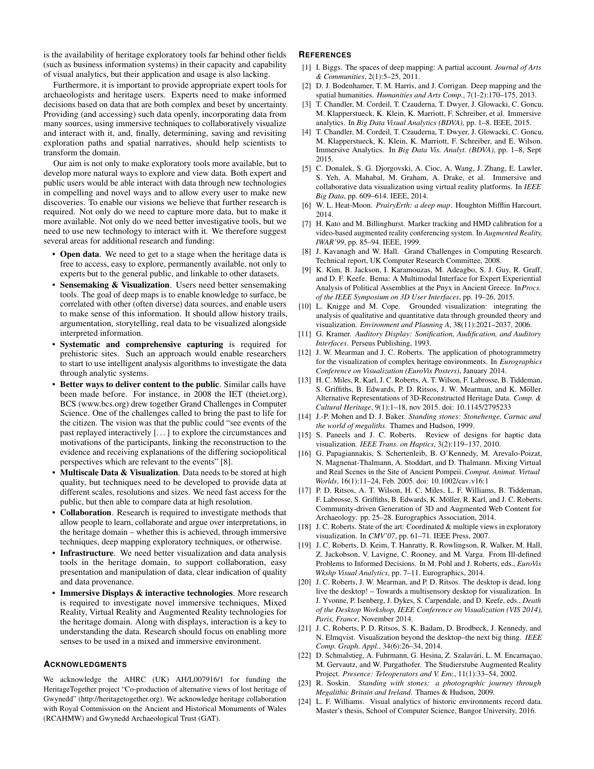is the availability of heritage exploratory tools far behind other fields (such as business information systems) in their capacity and capability of visual analytics, but their application and usage is also lacking.

Furthermore, it is important to provide appropriate expert tools for archaeologists and heritage users. Experts need to make informed decisions based on data that are both complex and beset by uncertainty. Providing (and accessing) such data openly, incorporating data from many sources, using immersive techniques to collaboratively visualize and interact with it, and, finally, determining, saving and revisiting exploration paths and spatial narratives, should help scientists to transform the domain.

Our aim is not only to make exploratory tools more available, but to develop more natural ways to explore and view data. Both expert and public users would be able interact with data through new technologies in compelling and novel ways and to allow every user to make new discoveries. To enable our visions we believe that further research is required. Not only do we need to capture more data, but to make it more available. Not only do we need better investigative tools, but we need to use new technology to interact with it. We therefore suggest several areas for additional research and funding:

- **Open data**. We need to get to a stage when the heritage data is free to access, easy to explore, permanently available, not only to experts but to the general public, and linkable to other datasets.
- **Sensemaking & Visualization**. Users need better sensemaking tools. The goal of deep maps is to enable knowledge to surface, be correlated with other (often diverse) data sources, and enable users to make sense of this information. It should allow history trails, argumentation, storytelling, real data to be visualized alongside interpreted information.
- **Systematic and comprehensive capturing** is required for prehistoric sites. Such an approach would enable researchers to start to use intelligent analysis algorithms to investigate the data through analytic systems.
- **Better ways to deliver content to the public**. Similar calls have been made before. For instance, in 2008 the IET (theiet.org), BCS (www.bcs.org) drew together Grand Challenges in Computer Science. One of the challenges called to bring the past to life for the citizen. The vision was that the public could "see events of the past replayed interactively [...] to explore the circumstances and motivations of the participants, linking the reconstruction to the evidence and receiving explanations of the differing sociopolitical perspectives which are relevant to the events" [8].
- **Multiscale Data & Visualization**. Data needs to be stored at high quality, but techniques need to be developed to provide data at different scales, resolutions and sizes. We need fast access for the public, but then able to compare data at high resolution.
- **Collaboration**. Research is required to investigate methods that allow people to learn, collaborate and argue over interpretations, in the heritage domain – whether this is achieved, through immersive techniques, deep mapping exploratory techniques, or otherwise.
- **Infrastructure**. We need better visualization and data analysis tools in the heritage domain, to support collaboration, easy presentation and manipulation of data, clear indication of quality and data provenance.
- **Immersive Displays & interactive technologies**. More research is required to investigate novel immersive techniques, Mixed Reality, Virtual Reality and Augmented Reality technologies for the heritage domain. Along with displays, interaction is a key to understanding the data. Research should focus on enabling more senses to be used in a mixed and immersive environment.

## Acknowledgments

We acknowledge the AHRC (UK) AH/L007916/1 for funding the HeritageTogether project "Co-production of alternative views of lost heritage of Gwynedd" (http://heritagetogether.org). We acknowledge heritage collaboration with Royal Commission on the Ancient and Historical Monuments of Wales (RCAHMW) and Gwynedd Archaeological Trust (GAT).

## References

[1] I. Biggs. The spaces of deep mapping: A partial account. *Journal of Arts & Communities*, 2(1):5–25, 2011.

[2] D. J. Bodenhamer, T. M. Harris, and J. Corrigan. Deep mapping and the spatial humanities. *Humanities and Arts Comp.*, 7(1-2):170–175, 2013.

[3] T. Chandler, M. Cordeil, T. Czauderna, T. Dwyer, J. Glowacki, C. Goncu, M. Klapperstueck, K. Klein, K. Marriott, F. Schreiber, et al. Immersive analytics. In *Big Data Visual Analytics (BDVA)*, pp. 1–8. IEEE, 2015.

[4] T. Chandler, M. Cordeil, T. Czauderna, T. Dwyer, J. Glowacki, C. Goncu, M. Klapperstueck, K. Klein, K. Marriott, F. Schreiber, and E. Wilson. Immersive Analytics. In *Big Data Vis. Analyt. (BDVA)*, pp. 1–8, Sept 2015.

[5] C. Donalek, S. G. Djorgovski, A. Cioc, A. Wang, J. Zhang, E. Lawler, S. Yeh, A. Mahabal, M. Graham, A. Drake, et al. Immersive and collaborative data visualization using virtual reality platforms. In *IEEE Big Data*, pp. 609–614. IEEE, 2014.

[6] W. L. Heat-Moon. *PrairyErth: a deep map*. Houghton Mifflin Harcourt, 2014.

[7] H. Kato and M. Billinghurst. Marker tracking and HMD calibration for a video-based augmented reality conferencing system. In *Augmented Reality, IWAR'99*, pp. 85–94. IEEE, 1999.

[8] J. Kavanagh and W. Hall. Grand Challenges in Computing Research. Technical report, UK Computer Research Committee, 2008.

[9] K. Kim, B. Jackson, I. Karamouzas, M. Adeagbo, S. J. Guy, R. Graff, and D. F. Keefe. Bema: A Multimodal Interface for Expert Experiential Analysis of Political Assemblies at the Pnyx in Ancient Greece. In*Procs. of the IEEE Symposium on 3D User Interfaces*, pp. 19–26, 2015.

[10] L. Knigge and M. Cope. Grounded visualization: integrating the analysis of qualitative and quantitative data through grounded theory and visualization. *Environment and Planning A*, 38(11):2021–2037, 2006.

[11] G. Kramer. *Auditory Display: Sonification, Audification, and Auditory Interfaces*. Perseus Publishing, 1993.

[12] J. W. Mearman and J. C. Roberts. The application of photogrammetry for the visualization of complex heritage environments. In *Eurographics Conference on Visualization (EuroVis Posters)*, January 2014.

[13] H. C. Miles, R. Karl, J. C. Roberts, A. T. Wilson, F. Labrosse, B. Tiddeman, S. Griffiths, B. Edwards, P. D. Ritsos, J. W. Mearman, and K. Möller. Alternative Representations of 3D-Reconstructed Heritage Data. *Comp. & Cultural Heritage*, 9(1):1–18, nov 2015. doi: 10.1145/2795233

[14] J.-P. Mohen and D. J. Baker. *Standing stones: Stonehenge, Carnac and the world of megaliths*. Thames and Hudson, 1999.

[15] S. Paneels and J. C. Roberts. Review of designs for haptic data visualization. *IEEE Trans. on Haptics*, 3(2):119–137, 2010.

[16] G. Papagiannakis, S. Schertenleib, B. O'Kennedy, M. Arevalo-Poizat, N. Magnenat-Thalmann, A. Stoddart, and D. Thalmann. Mixing Virtual and Real Scenes in the Site of Ancient Pompeii. *Comput. Animat. Virtual Worlds*, 16(1):11–24, Feb. 2005. doi: 10.1002/cav.v16:1

[17] P. D. Ritsos, A. T. Wilson, H. C. Miles, L. F. Williams, B. Tiddeman, F. Labrosse, S. Griffiths, B. Edwards, K. Möller, R. Karl, and J. C. Roberts. Community-driven Generation of 3D and Augmented Web Content for Archaeology. pp. 25–28. Eurographics Association, 2014.

[18] J. C. Roberts. State of the art: Coordinated & multiple views in exploratory visualization. In *CMV'07*, pp. 61–71. IEEE Press, 2007.

[19] J. C. Roberts, D. Keim, T. Hanratty, R. Rowlingson, R. Walker, M. Hall, Z. Jackobson, V. Lavigne, C. Rooney, and M. Varga. From Ill-defined Problems to Informed Decisions. In M. Pohl and J. Roberts, eds., *EuroVis Wkshp Visual Analytics*, pp. 7–11. Eurographics, 2014.

[20] J. C. Roberts, J. W. Mearman, and P. D. Ritsos. The desktop is dead, long live the desktop! – Towards a multisensory desktop for visualization. In J. Yvonne, P. Isenberg, J. Dykes, S. Carpendale, and D. Keefe, eds., *Death of the Desktop Workshop, IEEE Conference on Visualization (VIS 2014), Paris, France*, November 2014.

[21] J. C. Roberts, P. D. Ritsos, S. K. Badam, D. Brodbeck, J. Kennedy, and N. Elmqvist. Visualization beyond the desktop–the next big thing. *IEEE Comp. Graph. Appl.*, 34(6):26–34, 2014.

[22] D. Schmalstieg, A. Fuhrmann, G. Hesina, Z. Szalavári, L. M. Encarnaçao, M. Gervautz, and W. Purgathofer. The Studierstube Augmented Reality Project. *Presence: Teleoperators and V. Env.*, 11(1):33–54, 2002.

[23] R. Soskin. *Standing with stones: a photographic journey through Megalithic Britain and Ireland*. Thames & Hudson, 2009.

[24] L. F. Williams. Visual analytics of historic environments record data. Master's thesis, School of Computer Science, Bangor University, 2016.